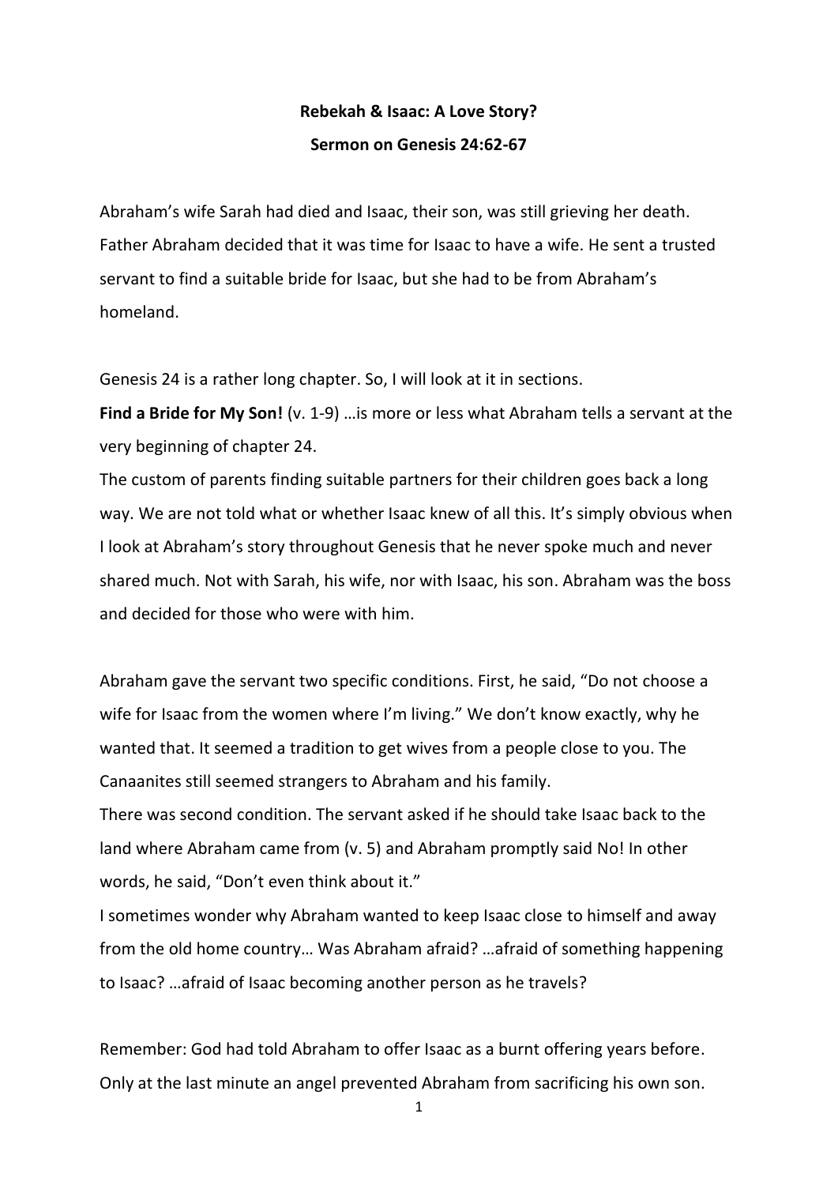**Rebekah & Isaac: A Love Story?**

**Sermon on Genesis 24:62-67**

Abraham's wife Sarah had died and Isaac, their son, was still grieving her death. Father Abraham decided that it was time for Isaac to have a wife. He sent a trusted servant to find a suitable bride for Isaac, but she had to be from Abraham's homeland.

Genesis 24 is a rather long chapter. So, I will look at it in sections.

**Find a Bride for My Son!** (v. 1-9) …is more or less what Abraham tells a servant at the very beginning of chapter 24.

The custom of parents finding suitable partners for their children goes back a long way. We are not told what or whether Isaac knew of all this. It's simply obvious when I look at Abraham's story throughout Genesis that he never spoke much and never shared much. Not with Sarah, his wife, nor with Isaac, his son. Abraham was the boss and decided for those who were with him.

Abraham gave the servant two specific conditions. First, he said, "Do not choose a wife for Isaac from the women where I'm living." We don't know exactly, why he wanted that. It seemed a tradition to get wives from a people close to you. The Canaanites still seemed strangers to Abraham and his family.

There was second condition. The servant asked if he should take Isaac back to the land where Abraham came from (v. 5) and Abraham promptly said No! In other words, he said, "Don't even think about it."

I sometimes wonder why Abraham wanted to keep Isaac close to himself and away from the old home country… Was Abraham afraid? …afraid of something happening to Isaac? …afraid of Isaac becoming another person as he travels?

Remember: God had told Abraham to offer Isaac as a burnt offering years before. Only at the last minute an angel prevented Abraham from sacrificing his own son.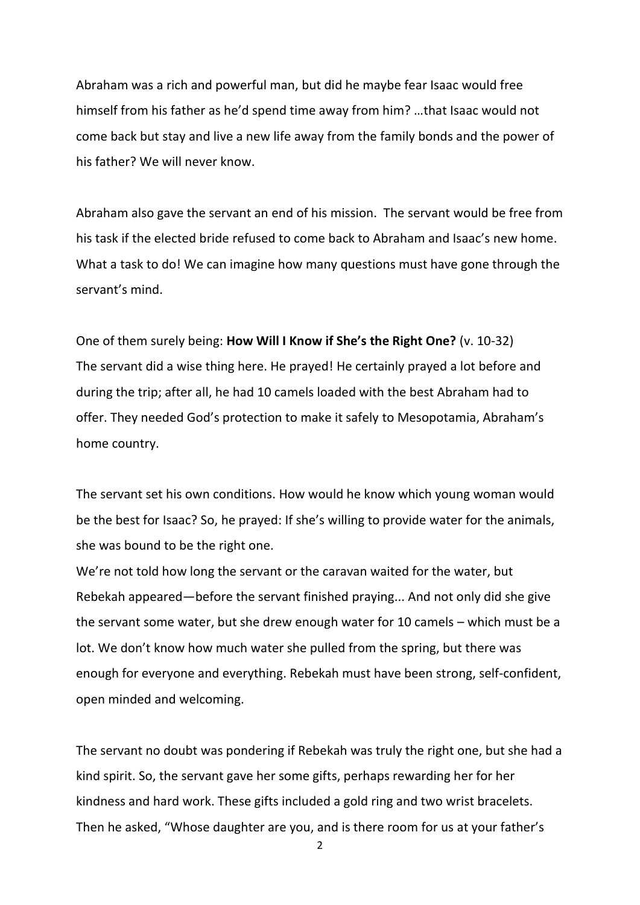Abraham was a rich and powerful man, but did he maybe fear Isaac would free himself from his father as he'd spend time away from him? …that Isaac would not come back but stay and live a new life away from the family bonds and the power of his father? We will never know.

Abraham also gave the servant an end of his mission. The servant would be free from his task if the elected bride refused to come back to Abraham and Isaac's new home. What a task to do! We can imagine how many questions must have gone through the servant's mind.

One of them surely being: **How Will I Know if She's the Right One?** (v. 10-32)
The servant did a wise thing here. He prayed! He certainly prayed a lot before and during the trip; after all, he had 10 camels loaded with the best Abraham had to offer. They needed God's protection to make it safely to Mesopotamia, Abraham's home country.

The servant set his own conditions. How would he know which young woman would be the best for Isaac? So, he prayed: If she's willing to provide water for the animals, she was bound to be the right one.
We're not told how long the servant or the caravan waited for the water, but Rebekah appeared—before the servant finished praying... And not only did she give the servant some water, but she drew enough water for 10 camels – which must be a lot. We don't know how much water she pulled from the spring, but there was enough for everyone and everything. Rebekah must have been strong, self-confident, open minded and welcoming.

The servant no doubt was pondering if Rebekah was truly the right one, but she had a kind spirit. So, the servant gave her some gifts, perhaps rewarding her for her kindness and hard work. These gifts included a gold ring and two wrist bracelets. Then he asked, "Whose daughter are you, and is there room for us at your father's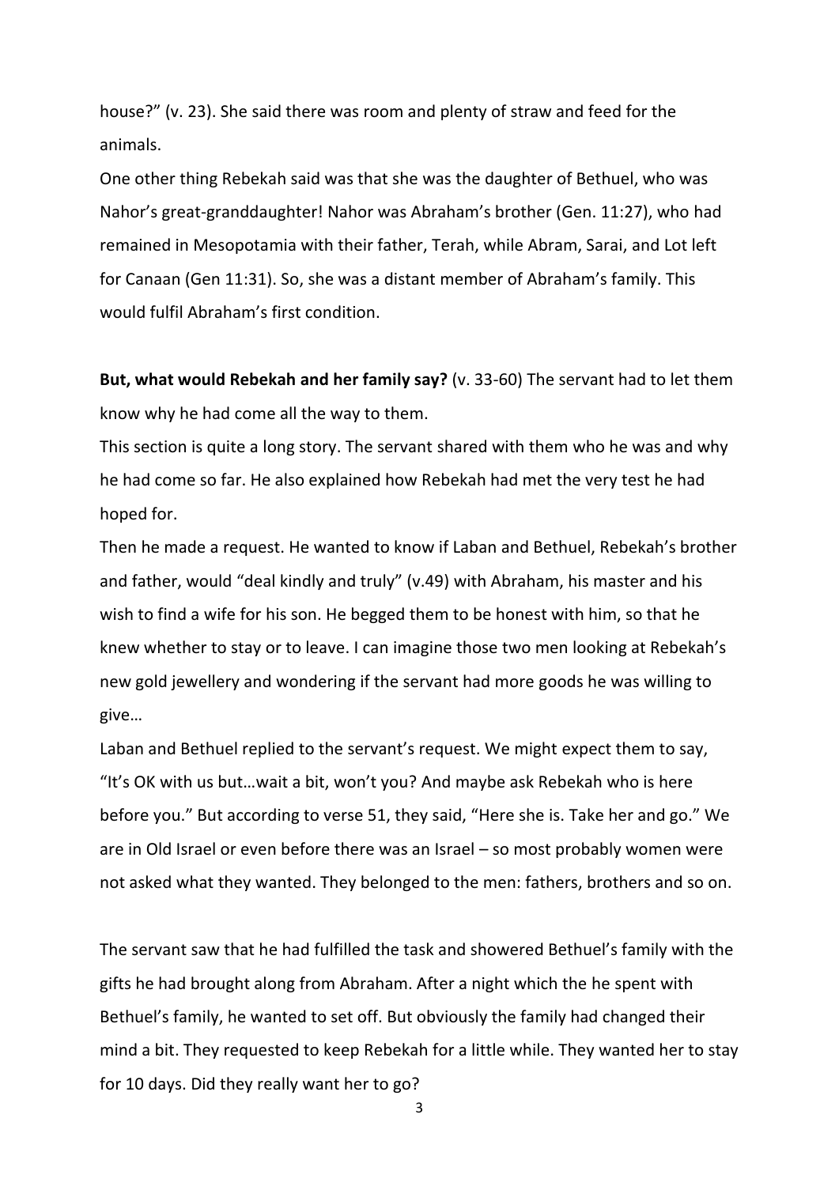house?" (v. 23). She said there was room and plenty of straw and feed for the animals.

One other thing Rebekah said was that she was the daughter of Bethuel, who was Nahor's great-granddaughter! Nahor was Abraham's brother (Gen. 11:27), who had remained in Mesopotamia with their father, Terah, while Abram, Sarai, and Lot left for Canaan (Gen 11:31). So, she was a distant member of Abraham's family. This would fulfil Abraham's first condition.

**But, what would Rebekah and her family say?** (v. 33-60) The servant had to let them know why he had come all the way to them.

This section is quite a long story. The servant shared with them who he was and why he had come so far. He also explained how Rebekah had met the very test he had hoped for.

Then he made a request. He wanted to know if Laban and Bethuel, Rebekah's brother and father, would "deal kindly and truly" (v.49) with Abraham, his master and his wish to find a wife for his son. He begged them to be honest with him, so that he knew whether to stay or to leave. I can imagine those two men looking at Rebekah's new gold jewellery and wondering if the servant had more goods he was willing to give…

Laban and Bethuel replied to the servant's request. We might expect them to say, "It's OK with us but…wait a bit, won't you? And maybe ask Rebekah who is here before you." But according to verse 51, they said, "Here she is. Take her and go." We are in Old Israel or even before there was an Israel – so most probably women were not asked what they wanted. They belonged to the men: fathers, brothers and so on.

The servant saw that he had fulfilled the task and showered Bethuel's family with the gifts he had brought along from Abraham. After a night which the he spent with Bethuel's family, he wanted to set off. But obviously the family had changed their mind a bit. They requested to keep Rebekah for a little while. They wanted her to stay for 10 days. Did they really want her to go?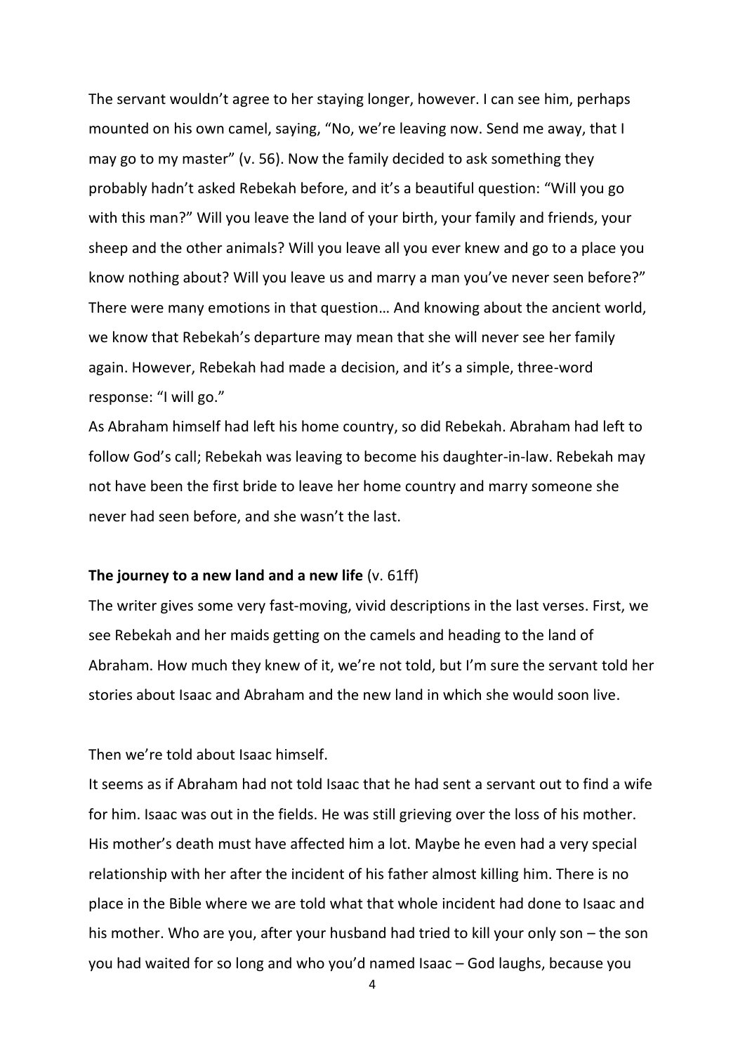The servant wouldn't agree to her staying longer, however. I can see him, perhaps mounted on his own camel, saying, "No, we're leaving now. Send me away, that I may go to my master" (v. 56). Now the family decided to ask something they probably hadn't asked Rebekah before, and it's a beautiful question: "Will you go with this man?" Will you leave the land of your birth, your family and friends, your sheep and the other animals? Will you leave all you ever knew and go to a place you know nothing about? Will you leave us and marry a man you've never seen before?" There were many emotions in that question… And knowing about the ancient world, we know that Rebekah's departure may mean that she will never see her family again. However, Rebekah had made a decision, and it's a simple, three-word response: "I will go."

As Abraham himself had left his home country, so did Rebekah. Abraham had left to follow God's call; Rebekah was leaving to become his daughter-in-law. Rebekah may not have been the first bride to leave her home country and marry someone she never had seen before, and she wasn't the last.

**The journey to a new land and a new life** (v. 61ff)

The writer gives some very fast-moving, vivid descriptions in the last verses. First, we see Rebekah and her maids getting on the camels and heading to the land of Abraham. How much they knew of it, we're not told, but I'm sure the servant told her stories about Isaac and Abraham and the new land in which she would soon live.

Then we're told about Isaac himself.

It seems as if Abraham had not told Isaac that he had sent a servant out to find a wife for him. Isaac was out in the fields. He was still grieving over the loss of his mother. His mother's death must have affected him a lot. Maybe he even had a very special relationship with her after the incident of his father almost killing him. There is no place in the Bible where we are told what that whole incident had done to Isaac and his mother. Who are you, after your husband had tried to kill your only son – the son you had waited for so long and who you'd named Isaac – God laughs, because you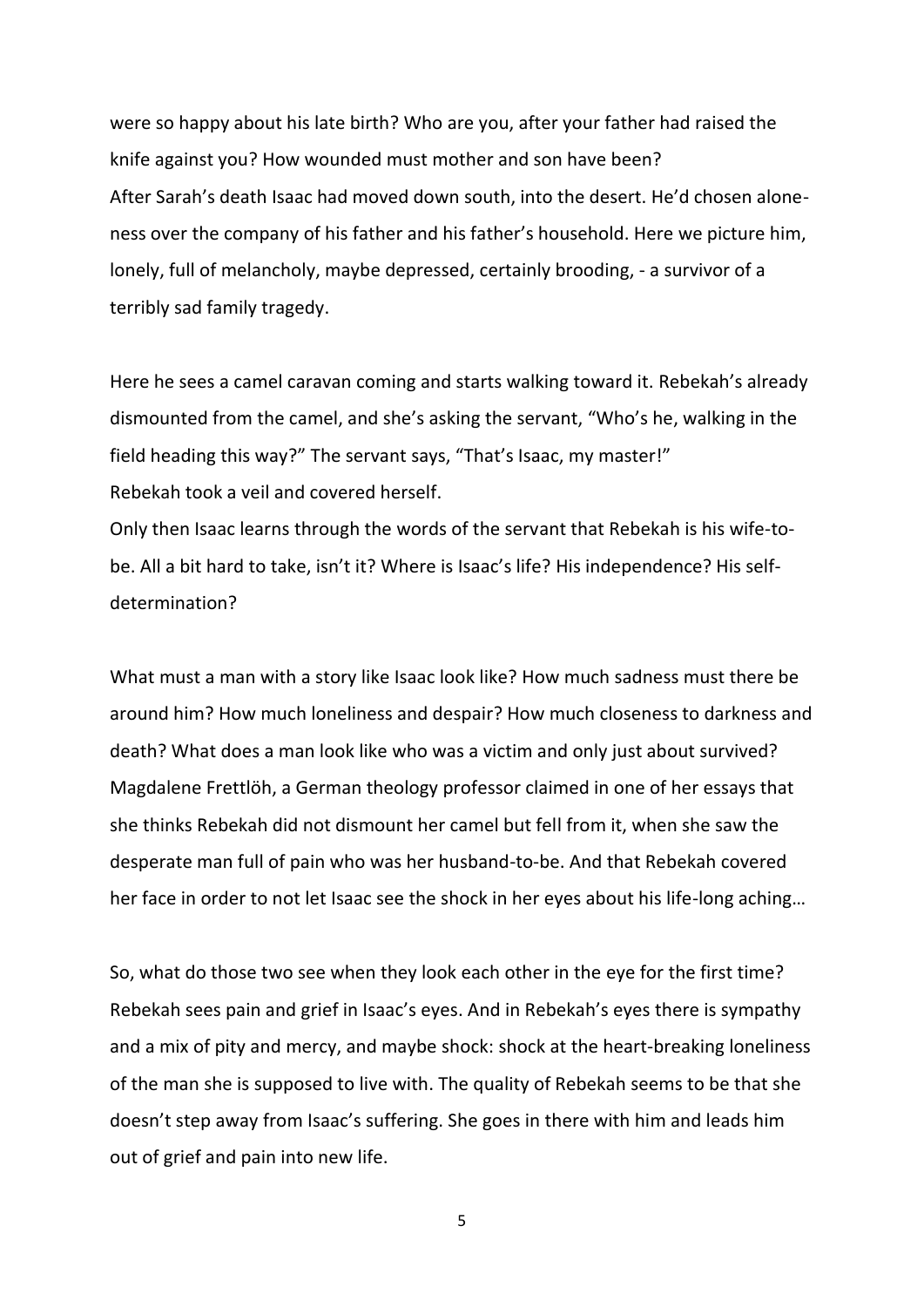were so happy about his late birth? Who are you, after your father had raised the knife against you? How wounded must mother and son have been?
After Sarah's death Isaac had moved down south, into the desert. He'd chosen aloneness over the company of his father and his father's household. Here we picture him, lonely, full of melancholy, maybe depressed, certainly brooding, - a survivor of a terribly sad family tragedy.

Here he sees a camel caravan coming and starts walking toward it. Rebekah's already dismounted from the camel, and she's asking the servant, "Who's he, walking in the field heading this way?" The servant says, "That's Isaac, my master!"
Rebekah took a veil and covered herself.
Only then Isaac learns through the words of the servant that Rebekah is his wife-to-be. All a bit hard to take, isn't it? Where is Isaac's life? His independence? His self-determination?

What must a man with a story like Isaac look like? How much sadness must there be around him? How much loneliness and despair? How much closeness to darkness and death? What does a man look like who was a victim and only just about survived? Magdalene Frettlöh, a German theology professor claimed in one of her essays that she thinks Rebekah did not dismount her camel but fell from it, when she saw the desperate man full of pain who was her husband-to-be. And that Rebekah covered her face in order to not let Isaac see the shock in her eyes about his life-long aching…

So, what do those two see when they look each other in the eye for the first time? Rebekah sees pain and grief in Isaac's eyes. And in Rebekah's eyes there is sympathy and a mix of pity and mercy, and maybe shock: shock at the heart-breaking loneliness of the man she is supposed to live with. The quality of Rebekah seems to be that she doesn't step away from Isaac's suffering. She goes in there with him and leads him out of grief and pain into new life.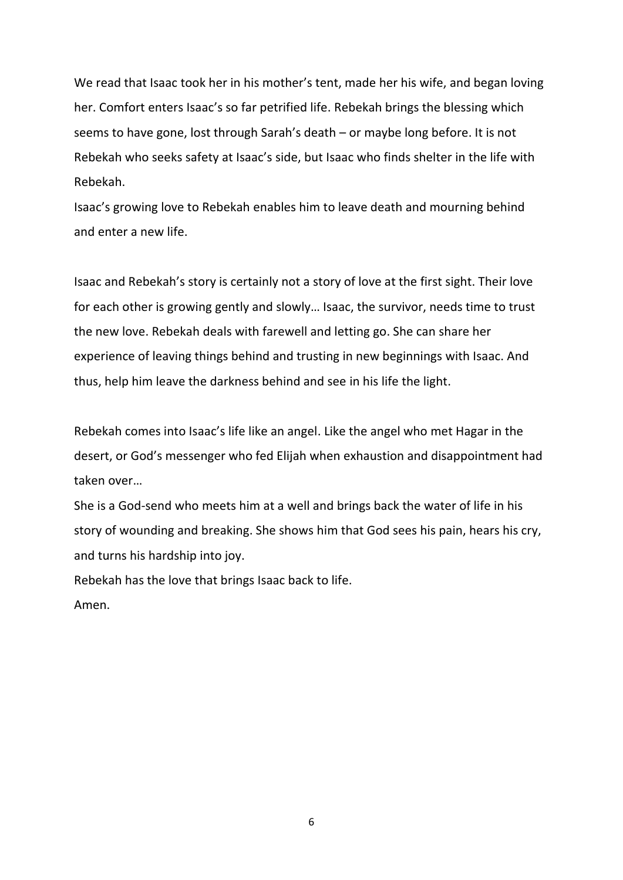We read that Isaac took her in his mother's tent, made her his wife, and began loving her. Comfort enters Isaac's so far petrified life. Rebekah brings the blessing which seems to have gone, lost through Sarah's death – or maybe long before. It is not Rebekah who seeks safety at Isaac's side, but Isaac who finds shelter in the life with Rebekah.

Isaac's growing love to Rebekah enables him to leave death and mourning behind and enter a new life.

Isaac and Rebekah's story is certainly not a story of love at the first sight. Their love for each other is growing gently and slowly… Isaac, the survivor, needs time to trust the new love. Rebekah deals with farewell and letting go. She can share her experience of leaving things behind and trusting in new beginnings with Isaac. And thus, help him leave the darkness behind and see in his life the light.

Rebekah comes into Isaac's life like an angel. Like the angel who met Hagar in the desert, or God's messenger who fed Elijah when exhaustion and disappointment had taken over…

She is a God-send who meets him at a well and brings back the water of life in his story of wounding and breaking. She shows him that God sees his pain, hears his cry, and turns his hardship into joy.

Rebekah has the love that brings Isaac back to life.

Amen.